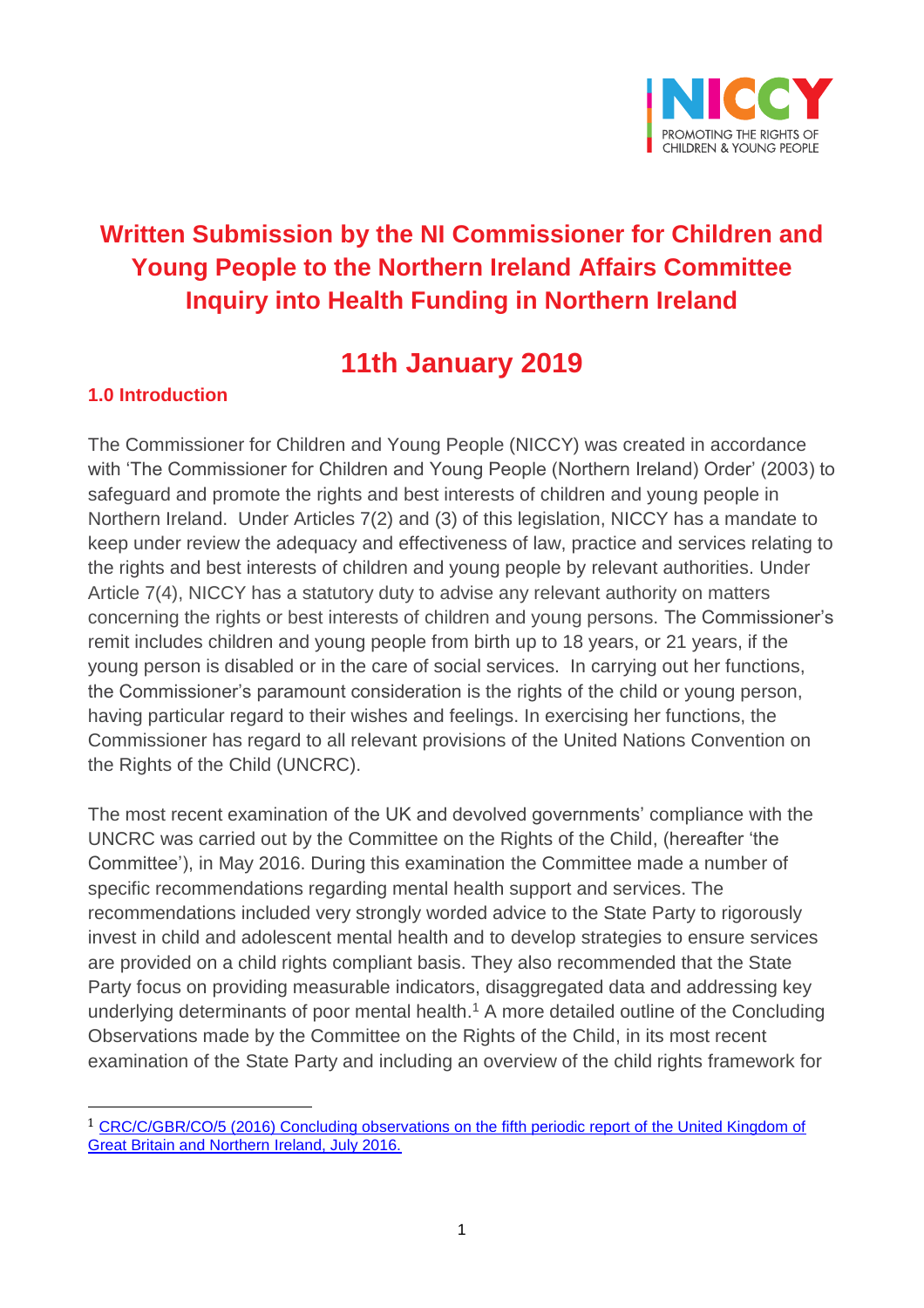NICCY
PROMOTING THE RIGHTS OF CHILDREN & YOUNG PEOPLE

# Written Submission by the NI Commissioner for Children and Young People to the Northern Ireland Affairs Committee Inquiry into Health Funding in Northern Ireland

# 11th January 2019

## 1.0 Introduction

The Commissioner for Children and Young People (NICCY) was created in accordance with 'The Commissioner for Children and Young People (Northern Ireland) Order' (2003) to safeguard and promote the rights and best interests of children and young people in Northern Ireland. Under Articles 7(2) and (3) of this legislation, NICCY has a mandate to keep under review the adequacy and effectiveness of law, practice and services relating to the rights and best interests of children and young people by relevant authorities. Under Article 7(4), NICCY has a statutory duty to advise any relevant authority on matters concerning the rights or best interests of children and young persons. The Commissioner's remit includes children and young people from birth up to 18 years, or 21 years, if the young person is disabled or in the care of social services. In carrying out her functions, the Commissioner's paramount consideration is the rights of the child or young person, having particular regard to their wishes and feelings. In exercising her functions, the Commissioner has regard to all relevant provisions of the United Nations Convention on the Rights of the Child (UNCRC).

The most recent examination of the UK and devolved governments' compliance with the UNCRC was carried out by the Committee on the Rights of the Child, (hereafter 'the Committee'), in May 2016. During this examination the Committee made a number of specific recommendations regarding mental health support and services. The recommendations included very strongly worded advice to the State Party to rigorously invest in child and adolescent mental health and to develop strategies to ensure services are provided on a child rights compliant basis. They also recommended that the State Party focus on providing measurable indicators, disaggregated data and addressing key underlying determinants of poor mental health.[1] A more detailed outline of the Concluding Observations made by the Committee on the Rights of the Child, in its most recent examination of the State Party and including an overview of the child rights framework for

[1] CRC/C/GBR/CO/5 (2016) Concluding observations on the fifth periodic report of the United Kingdom of Great Britain and Northern Ireland, July 2016.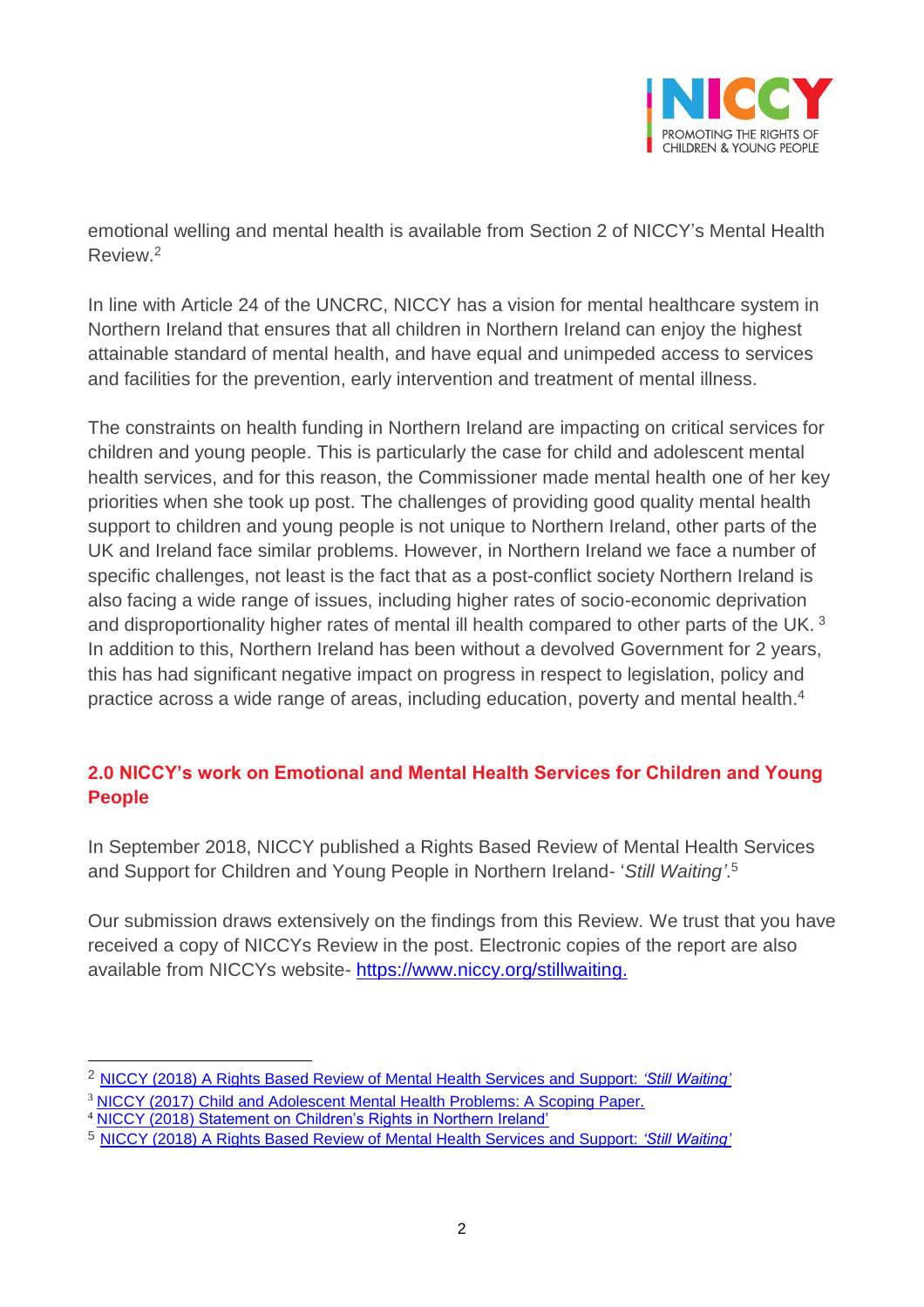emotional welling and mental health is available from Section 2 of NICCY's Mental Health Review.[2]

In line with Article 24 of the UNCRC, NICCY has a vision for mental healthcare system in Northern Ireland that ensures that all children in Northern Ireland can enjoy the highest attainable standard of mental health, and have equal and unimpeded access to services and facilities for the prevention, early intervention and treatment of mental illness.

The constraints on health funding in Northern Ireland are impacting on critical services for children and young people. This is particularly the case for child and adolescent mental health services, and for this reason, the Commissioner made mental health one of her key priorities when she took up post. The challenges of providing good quality mental health support to children and young people is not unique to Northern Ireland, other parts of the UK and Ireland face similar problems. However, in Northern Ireland we face a number of specific challenges, not least is the fact that as a post-conflict society Northern Ireland is also facing a wide range of issues, including higher rates of socio-economic deprivation and disproportionality higher rates of mental ill health compared to other parts of the UK.[3] In addition to this, Northern Ireland has been without a devolved Government for 2 years, this has had significant negative impact on progress in respect to legislation, policy and practice across a wide range of areas, including education, poverty and mental health.[4]

## 2.0 NICCY's work on Emotional and Mental Health Services for Children and Young People

In September 2018, NICCY published a Rights Based Review of Mental Health Services and Support for Children and Young People in Northern Ireland- '*Still Waiting'*.[5]

Our submission draws extensively on the findings from this Review. We trust that you have received a copy of NICCYs Review in the post. Electronic copies of the report are also available from NICCYs website- https://www.niccy.org/stillwaiting.

---

[2] NICCY (2018) A Rights Based Review of Mental Health Services and Support: *'Still Waiting'*

[3] NICCY (2017) Child and Adolescent Mental Health Problems: A Scoping Paper.

[4] NICCY (2018) Statement on Children's Rights in Northern Ireland'

[5] NICCY (2018) A Rights Based Review of Mental Health Services and Support: *'Still Waiting'*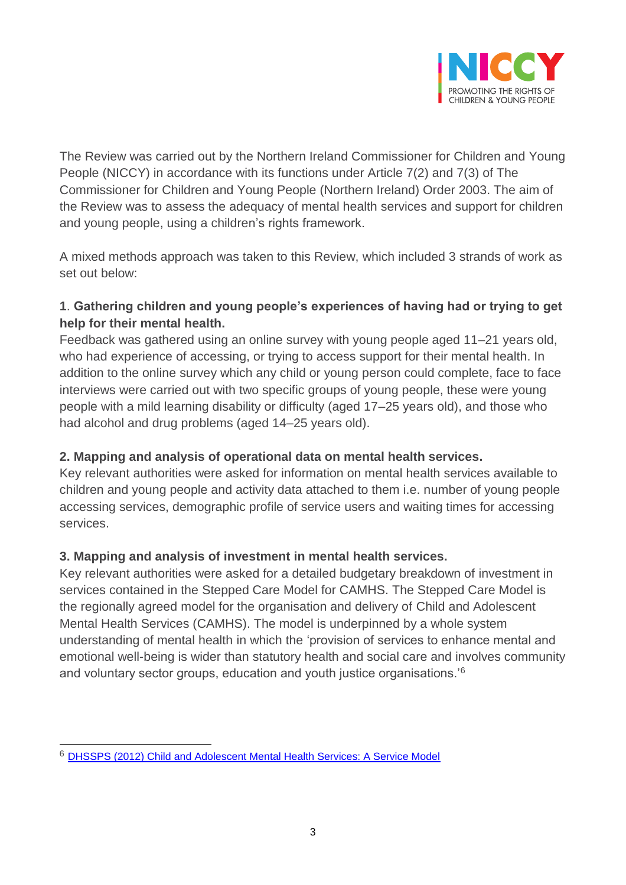The Review was carried out by the Northern Ireland Commissioner for Children and Young People (NICCY) in accordance with its functions under Article 7(2) and 7(3) of The Commissioner for Children and Young People (Northern Ireland) Order 2003. The aim of the Review was to assess the adequacy of mental health services and support for children and young people, using a children's rights framework.

A mixed methods approach was taken to this Review, which included 3 strands of work as set out below:

**1. Gathering children and young people's experiences of having had or trying to get help for their mental health.**

Feedback was gathered using an online survey with young people aged 11–21 years old, who had experience of accessing, or trying to access support for their mental health. In addition to the online survey which any child or young person could complete, face to face interviews were carried out with two specific groups of young people, these were young people with a mild learning disability or difficulty (aged 17–25 years old), and those who had alcohol and drug problems (aged 14–25 years old).

**2. Mapping and analysis of operational data on mental health services.**

Key relevant authorities were asked for information on mental health services available to children and young people and activity data attached to them i.e. number of young people accessing services, demographic profile of service users and waiting times for accessing services.

**3. Mapping and analysis of investment in mental health services.**

Key relevant authorities were asked for a detailed budgetary breakdown of investment in services contained in the Stepped Care Model for CAMHS. The Stepped Care Model is the regionally agreed model for the organisation and delivery of Child and Adolescent Mental Health Services (CAMHS). The model is underpinned by a whole system understanding of mental health in which the 'provision of services to enhance mental and emotional well-being is wider than statutory health and social care and involves community and voluntary sector groups, education and youth justice organisations.'[6]

---

[6] DHSSPS (2012) Child and Adolescent Mental Health Services: A Service Model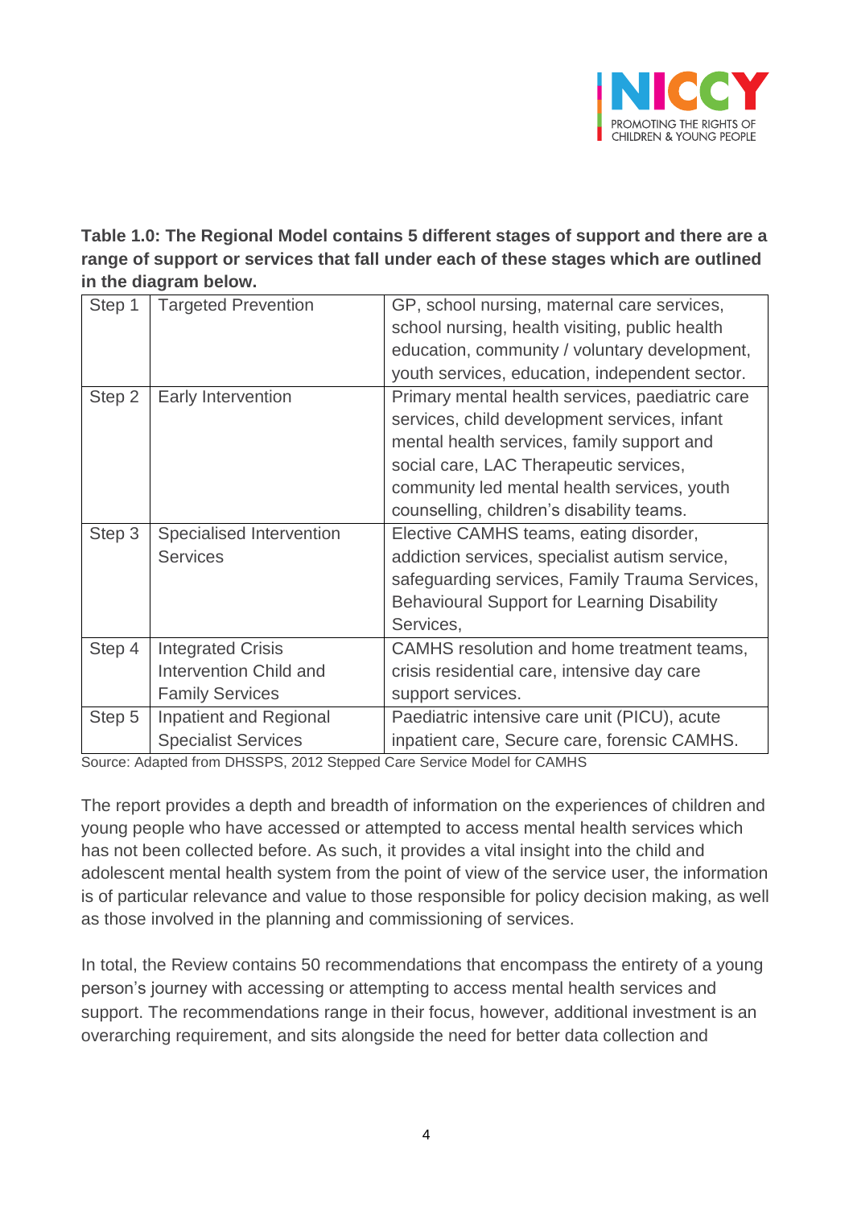**Table 1.0: The Regional Model contains 5 different stages of support and there are a range of support or services that fall under each of these stages which are outlined in the diagram below.**

| Step 1 | Targeted Prevention | GP, school nursing, maternal care services, school nursing, health visiting, public health education, community / voluntary development, youth services, education, independent sector. |
|---|---|---|
| Step 2 | Early Intervention | Primary mental health services, paediatric care services, child development services, infant mental health services, family support and social care, LAC Therapeutic services, community led mental health services, youth counselling, children's disability teams. |
| Step 3 | Specialised Intervention Services | Elective CAMHS teams, eating disorder, addiction services, specialist autism service, safeguarding services, Family Trauma Services, Behavioural Support for Learning Disability Services, |
| Step 4 | Integrated Crisis Intervention Child and Family Services | CAMHS resolution and home treatment teams, crisis residential care, intensive day care support services. |
| Step 5 | Inpatient and Regional Specialist Services | Paediatric intensive care unit (PICU), acute inpatient care, Secure care, forensic CAMHS. |

Source: Adapted from DHSSPS, 2012 Stepped Care Service Model for CAMHS

The report provides a depth and breadth of information on the experiences of children and young people who have accessed or attempted to access mental health services which has not been collected before. As such, it provides a vital insight into the child and adolescent mental health system from the point of view of the service user, the information is of particular relevance and value to those responsible for policy decision making, as well as those involved in the planning and commissioning of services.

In total, the Review contains 50 recommendations that encompass the entirety of a young person's journey with accessing or attempting to access mental health services and support. The recommendations range in their focus, however, additional investment is an overarching requirement, and sits alongside the need for better data collection and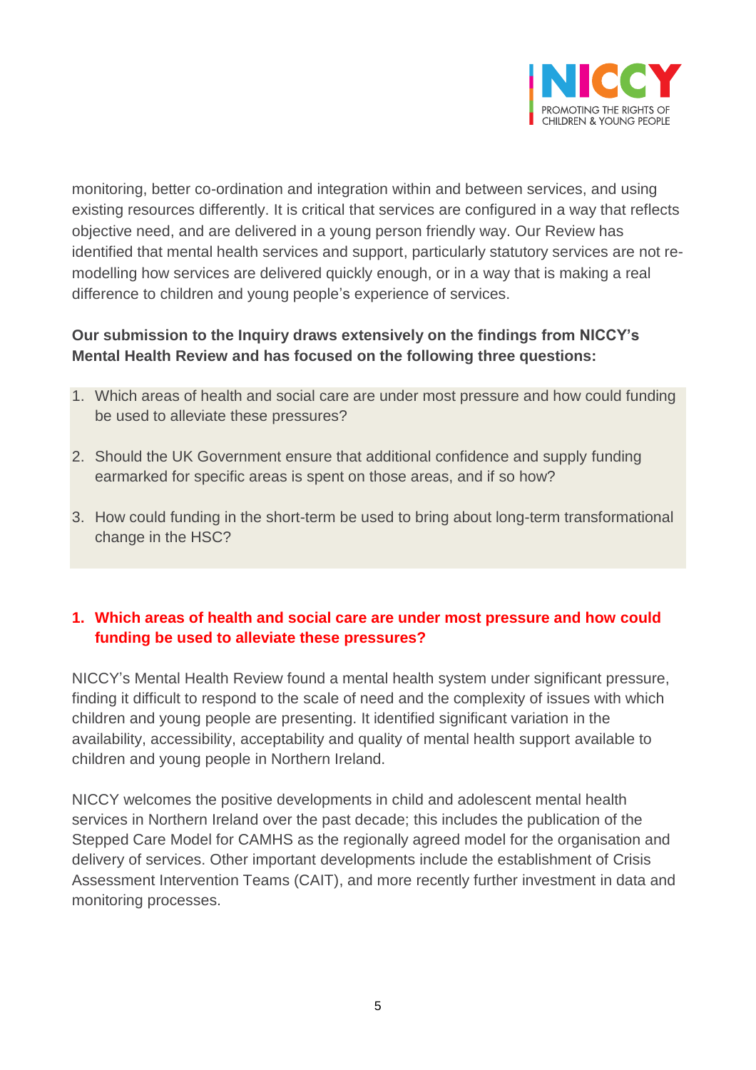monitoring, better co-ordination and integration within and between services, and using existing resources differently. It is critical that services are configured in a way that reflects objective need, and are delivered in a young person friendly way. Our Review has identified that mental health services and support, particularly statutory services are not re-modelling how services are delivered quickly enough, or in a way that is making a real difference to children and young people's experience of services.

**Our submission to the Inquiry draws extensively on the findings from NICCY's Mental Health Review and has focused on the following three questions:**

1. Which areas of health and social care are under most pressure and how could funding be used to alleviate these pressures?
2. Should the UK Government ensure that additional confidence and supply funding earmarked for specific areas is spent on those areas, and if so how?
3. How could funding in the short-term be used to bring about long-term transformational change in the HSC?

## 1. Which areas of health and social care are under most pressure and how could funding be used to alleviate these pressures?

NICCY's Mental Health Review found a mental health system under significant pressure, finding it difficult to respond to the scale of need and the complexity of issues with which children and young people are presenting. It identified significant variation in the availability, accessibility, acceptability and quality of mental health support available to children and young people in Northern Ireland.

NICCY welcomes the positive developments in child and adolescent mental health services in Northern Ireland over the past decade; this includes the publication of the Stepped Care Model for CAMHS as the regionally agreed model for the organisation and delivery of services. Other important developments include the establishment of Crisis Assessment Intervention Teams (CAIT), and more recently further investment in data and monitoring processes.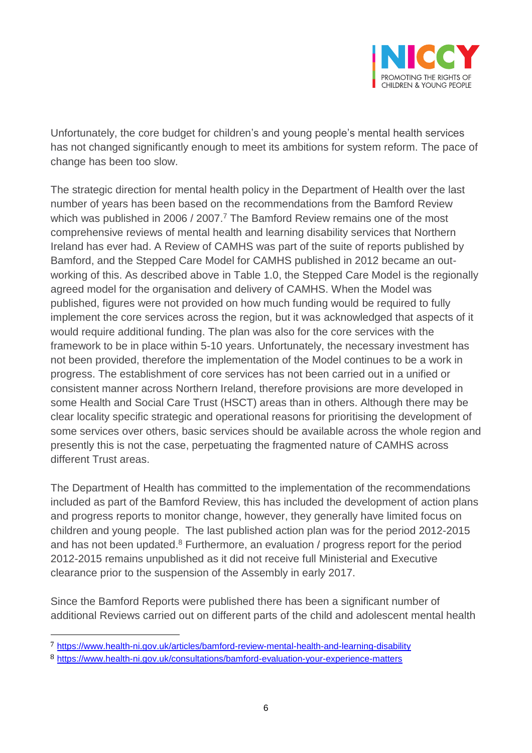Unfortunately, the core budget for children's and young people's mental health services has not changed significantly enough to meet its ambitions for system reform. The pace of change has been too slow.

The strategic direction for mental health policy in the Department of Health over the last number of years has been based on the recommendations from the Bamford Review which was published in 2006 / 2007.[7] The Bamford Review remains one of the most comprehensive reviews of mental health and learning disability services that Northern Ireland has ever had. A Review of CAMHS was part of the suite of reports published by Bamford, and the Stepped Care Model for CAMHS published in 2012 became an out-working of this. As described above in Table 1.0, the Stepped Care Model is the regionally agreed model for the organisation and delivery of CAMHS. When the Model was published, figures were not provided on how much funding would be required to fully implement the core services across the region, but it was acknowledged that aspects of it would require additional funding. The plan was also for the core services with the framework to be in place within 5-10 years. Unfortunately, the necessary investment has not been provided, therefore the implementation of the Model continues to be a work in progress. The establishment of core services has not been carried out in a unified or consistent manner across Northern Ireland, therefore provisions are more developed in some Health and Social Care Trust (HSCT) areas than in others. Although there may be clear locality specific strategic and operational reasons for prioritising the development of some services over others, basic services should be available across the whole region and presently this is not the case, perpetuating the fragmented nature of CAMHS across different Trust areas.

The Department of Health has committed to the implementation of the recommendations included as part of the Bamford Review, this has included the development of action plans and progress reports to monitor change, however, they generally have limited focus on children and young people. The last published action plan was for the period 2012-2015 and has not been updated.[8] Furthermore, an evaluation / progress report for the period 2012-2015 remains unpublished as it did not receive full Ministerial and Executive clearance prior to the suspension of the Assembly in early 2017.

Since the Bamford Reports were published there has been a significant number of additional Reviews carried out on different parts of the child and adolescent mental health

---

[7] https://www.health-ni.gov.uk/articles/bamford-review-mental-health-and-learning-disability

[8] https://www.health-ni.gov.uk/consultations/bamford-evaluation-your-experience-matters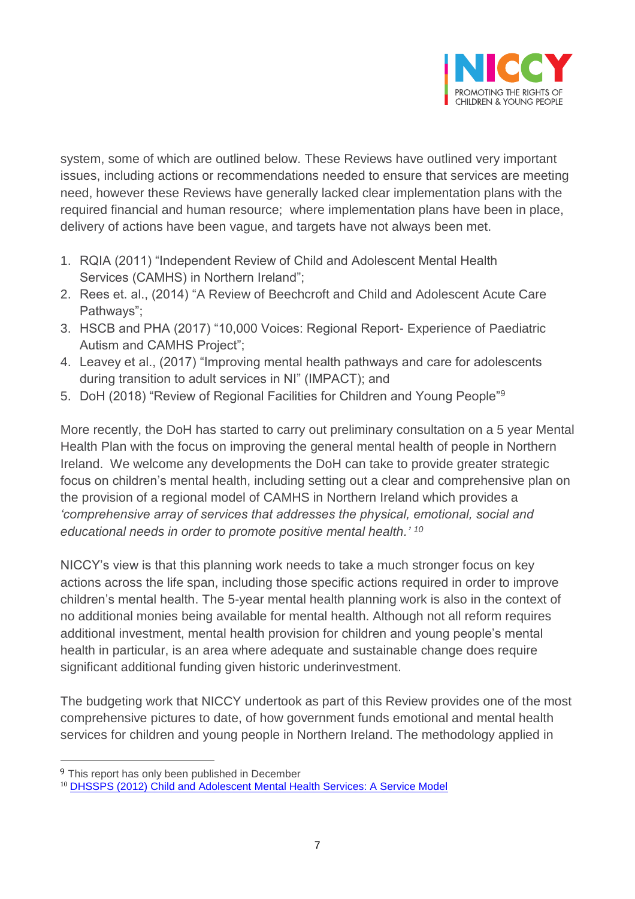system, some of which are outlined below. These Reviews have outlined very important issues, including actions or recommendations needed to ensure that services are meeting need, however these Reviews have generally lacked clear implementation plans with the required financial and human resource; where implementation plans have been in place, delivery of actions have been vague, and targets have not always been met.

1. RQIA (2011) "Independent Review of Child and Adolescent Mental Health Services (CAMHS) in Northern Ireland";
2. Rees et. al., (2014) "A Review of Beechcroft and Child and Adolescent Acute Care Pathways";
3. HSCB and PHA (2017) "10,000 Voices: Regional Report- Experience of Paediatric Autism and CAMHS Project";
4. Leavey et al., (2017) "Improving mental health pathways and care for adolescents during transition to adult services in NI" (IMPACT); and
5. DoH (2018) "Review of Regional Facilities for Children and Young People"[9]

More recently, the DoH has started to carry out preliminary consultation on a 5 year Mental Health Plan with the focus on improving the general mental health of people in Northern Ireland. We welcome any developments the DoH can take to provide greater strategic focus on children's mental health, including setting out a clear and comprehensive plan on the provision of a regional model of CAMHS in Northern Ireland which provides a *'comprehensive array of services that addresses the physical, emotional, social and educational needs in order to promote positive mental health.'* [10]

NICCY's view is that this planning work needs to take a much stronger focus on key actions across the life span, including those specific actions required in order to improve children's mental health. The 5-year mental health planning work is also in the context of no additional monies being available for mental health. Although not all reform requires additional investment, mental health provision for children and young people's mental health in particular, is an area where adequate and sustainable change does require significant additional funding given historic underinvestment.

The budgeting work that NICCY undertook as part of this Review provides one of the most comprehensive pictures to date, of how government funds emotional and mental health services for children and young people in Northern Ireland. The methodology applied in

---

[9] This report has only been published in December

[10] DHSSPS (2012) Child and Adolescent Mental Health Services: A Service Model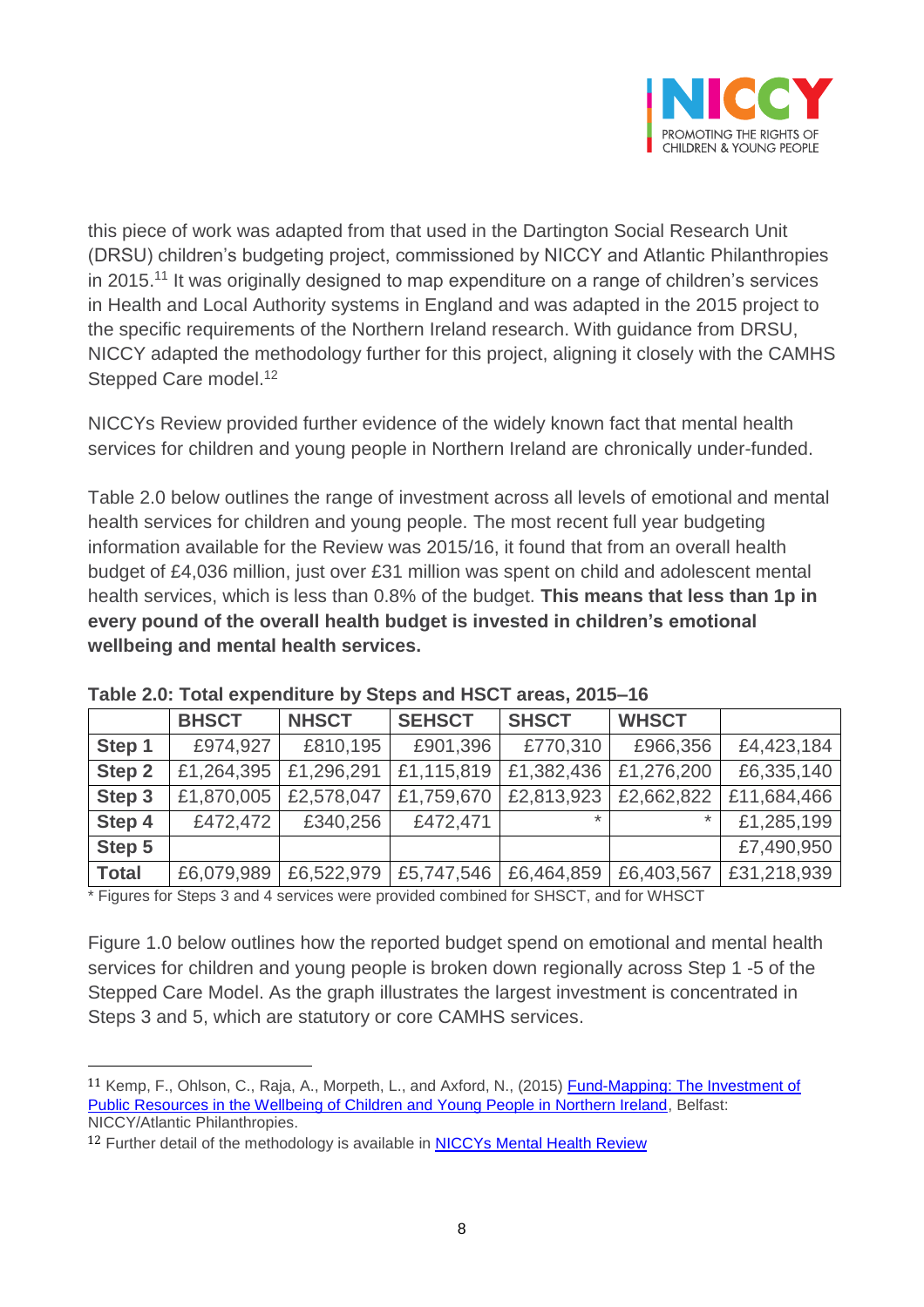this piece of work was adapted from that used in the Dartington Social Research Unit (DRSU) children's budgeting project, commissioned by NICCY and Atlantic Philanthropies in 2015.[11] It was originally designed to map expenditure on a range of children's services in Health and Local Authority systems in England and was adapted in the 2015 project to the specific requirements of the Northern Ireland research. With guidance from DRSU, NICCY adapted the methodology further for this project, aligning it closely with the CAMHS Stepped Care model.[12]

NICCYs Review provided further evidence of the widely known fact that mental health services for children and young people in Northern Ireland are chronically under-funded.

Table 2.0 below outlines the range of investment across all levels of emotional and mental health services for children and young people. The most recent full year budgeting information available for the Review was 2015/16, it found that from an overall health budget of £4,036 million, just over £31 million was spent on child and adolescent mental health services, which is less than 0.8% of the budget. **This means that less than 1p in every pound of the overall health budget is invested in children's emotional wellbeing and mental health services.**

**Table 2.0: Total expenditure by Steps and HSCT areas, 2015–16**

| | BHSCT | NHSCT | SEHSCT | SHSCT | WHSCT | |
|---|---|---|---|---|---|---|
| **Step 1** | £974,927 | £810,195 | £901,396 | £770,310 | £966,356 | £4,423,184 |
| **Step 2** | £1,264,395 | £1,296,291 | £1,115,819 | £1,382,436 | £1,276,200 | £6,335,140 |
| **Step 3** | £1,870,005 | £2,578,047 | £1,759,670 | £2,813,923 | £2,662,822 | £11,684,466 |
| **Step 4** | £472,472 | £340,256 | £472,471 | * | * | £1,285,199 |
| **Step 5** | | | | | | £7,490,950 |
| **Total** | £6,079,989 | £6,522,979 | £5,747,546 | £6,464,859 | £6,403,567 | £31,218,939 |

* Figures for Steps 3 and 4 services were provided combined for SHSCT, and for WHSCT

Figure 1.0 below outlines how the reported budget spend on emotional and mental health services for children and young people is broken down regionally across Step 1 -5 of the Stepped Care Model. As the graph illustrates the largest investment is concentrated in Steps 3 and 5, which are statutory or core CAMHS services.

---

[11] Kemp, F., Ohlson, C., Raja, A., Morpeth, L., and Axford, N., (2015) Fund-Mapping: The Investment of Public Resources in the Wellbeing of Children and Young People in Northern Ireland, Belfast: NICCY/Atlantic Philanthropies.

[12] Further detail of the methodology is available in NICCYs Mental Health Review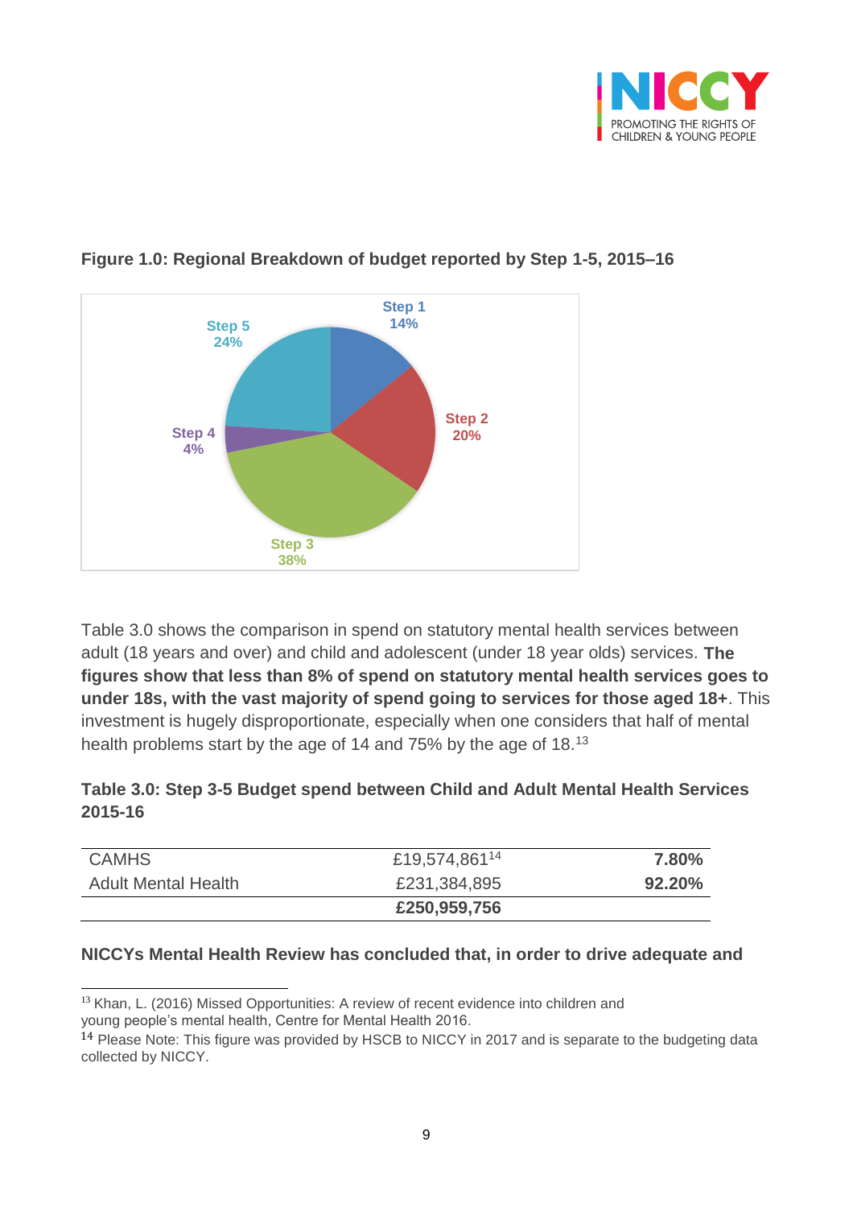**Figure 1.0: Regional Breakdown of budget reported by Step 1-5, 2015–16**

| Step | Percentage |
| --- | --- |
| Step 1 | 14% |
| Step 2 | 20% |
| Step 3 | 38% |
| Step 4 | 4% |
| Step 5 | 24% |

Table 3.0 shows the comparison in spend on statutory mental health services between adult (18 years and over) and child and adolescent (under 18 year olds) services. **The figures show that less than 8% of spend on statutory mental health services goes to under 18s, with the vast majority of spend going to services for those aged 18+**. This investment is hugely disproportionate, especially when one considers that half of mental health problems start by the age of 14 and 75% by the age of 18.[13]

**Table 3.0: Step 3-5 Budget spend between Child and Adult Mental Health Services 2015-16**

| | | |
| --- | --- | --- |
| CAMHS | £19,574,861[14] | **7.80%** |
| Adult Mental Health | £231,384,895 | **92.20%** |
| | **£250,959,756** | |

**NICCYs Mental Health Review has concluded that, in order to drive adequate and**

[13] Khan, L. (2016) Missed Opportunities: A review of recent evidence into children and young people's mental health, Centre for Mental Health 2016.

[14] Please Note: This figure was provided by HSCB to NICCY in 2017 and is separate to the budgeting data collected by NICCY.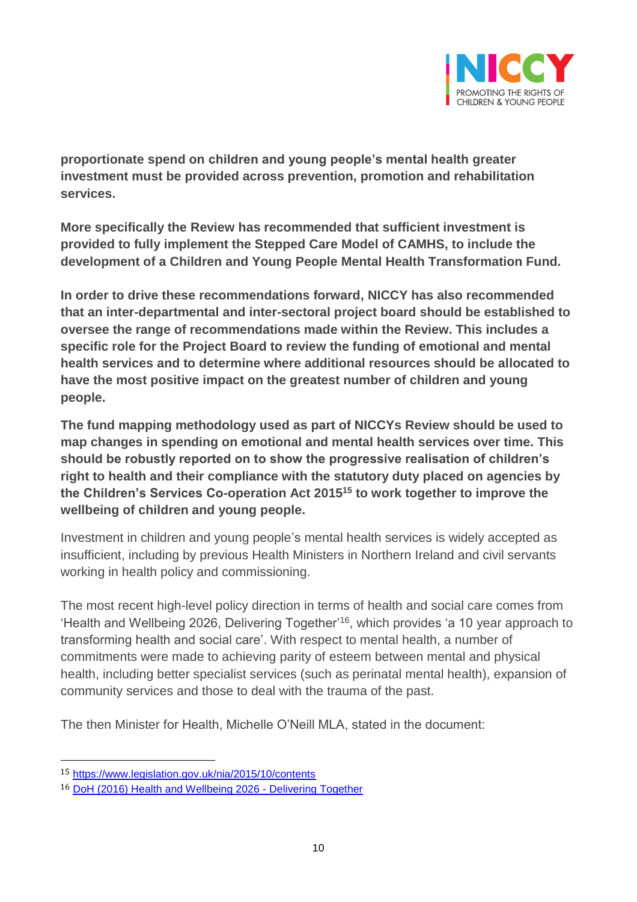**proportionate spend on children and young people's mental health greater investment must be provided across prevention, promotion and rehabilitation services.**

**More specifically the Review has recommended that sufficient investment is provided to fully implement the Stepped Care Model of CAMHS, to include the development of a Children and Young People Mental Health Transformation Fund.**

**In order to drive these recommendations forward, NICCY has also recommended that an inter-departmental and inter-sectoral project board should be established to oversee the range of recommendations made within the Review. This includes a specific role for the Project Board to review the funding of emotional and mental health services and to determine where additional resources should be allocated to have the most positive impact on the greatest number of children and young people.**

**The fund mapping methodology used as part of NICCYs Review should be used to map changes in spending on emotional and mental health services over time. This should be robustly reported on to show the progressive realisation of children's right to health and their compliance with the statutory duty placed on agencies by the Children's Services Co-operation Act 2015[15] to work together to improve the wellbeing of children and young people.**

Investment in children and young people's mental health services is widely accepted as insufficient, including by previous Health Ministers in Northern Ireland and civil servants working in health policy and commissioning.

The most recent high-level policy direction in terms of health and social care comes from 'Health and Wellbeing 2026, Delivering Together'[16], which provides 'a 10 year approach to transforming health and social care'. With respect to mental health, a number of commitments were made to achieving parity of esteem between mental and physical health, including better specialist services (such as perinatal mental health), expansion of community services and those to deal with the trauma of the past.

The then Minister for Health, Michelle O'Neill MLA, stated in the document:

[15] https://www.legislation.gov.uk/nia/2015/10/contents

[16] DoH (2016) Health and Wellbeing 2026 - Delivering Together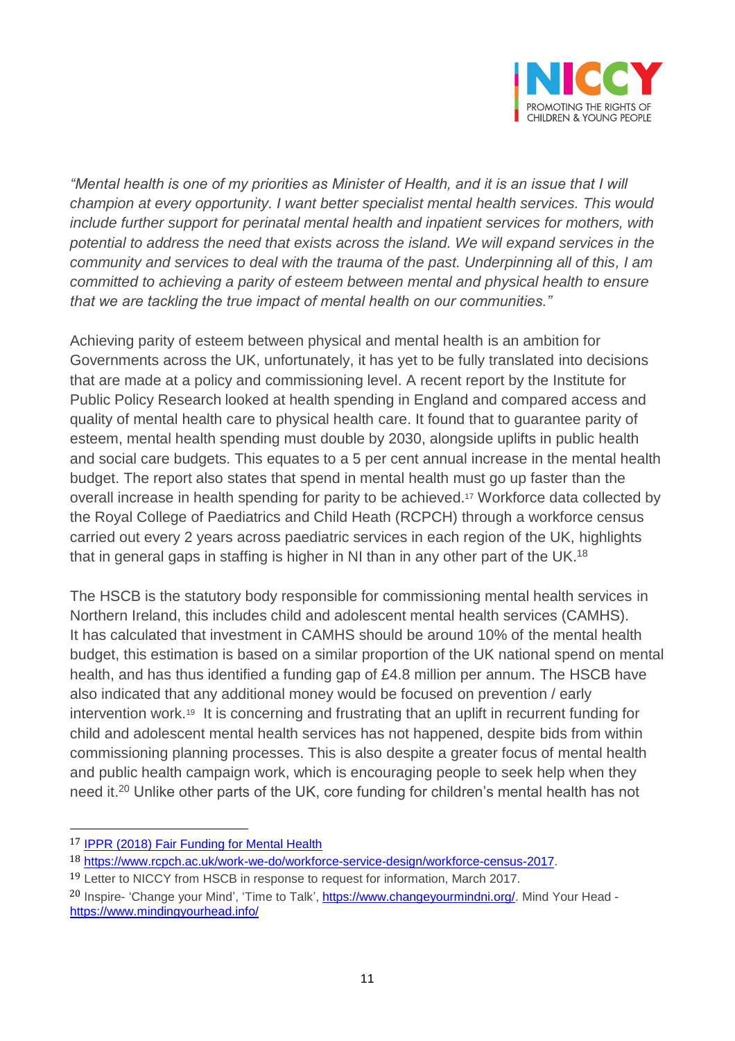*"Mental health is one of my priorities as Minister of Health, and it is an issue that I will champion at every opportunity. I want better specialist mental health services. This would include further support for perinatal mental health and inpatient services for mothers, with potential to address the need that exists across the island. We will expand services in the community and services to deal with the trauma of the past. Underpinning all of this, I am committed to achieving a parity of esteem between mental and physical health to ensure that we are tackling the true impact of mental health on our communities."*

Achieving parity of esteem between physical and mental health is an ambition for Governments across the UK, unfortunately, it has yet to be fully translated into decisions that are made at a policy and commissioning level. A recent report by the Institute for Public Policy Research looked at health spending in England and compared access and quality of mental health care to physical health care. It found that to guarantee parity of esteem, mental health spending must double by 2030, alongside uplifts in public health and social care budgets. This equates to a 5 per cent annual increase in the mental health budget. The report also states that spend in mental health must go up faster than the overall increase in health spending for parity to be achieved.[17] Workforce data collected by the Royal College of Paediatrics and Child Heath (RCPCH) through a workforce census carried out every 2 years across paediatric services in each region of the UK, highlights that in general gaps in staffing is higher in NI than in any other part of the UK.[18]

The HSCB is the statutory body responsible for commissioning mental health services in Northern Ireland, this includes child and adolescent mental health services (CAMHS). It has calculated that investment in CAMHS should be around 10% of the mental health budget, this estimation is based on a similar proportion of the UK national spend on mental health, and has thus identified a funding gap of £4.8 million per annum. The HSCB have also indicated that any additional money would be focused on prevention / early intervention work.[19] It is concerning and frustrating that an uplift in recurrent funding for child and adolescent mental health services has not happened, despite bids from within commissioning planning processes. This is also despite a greater focus of mental health and public health campaign work, which is encouraging people to seek help when they need it.[20] Unlike other parts of the UK, core funding for children's mental health has not

---

[17] IPPR (2018) Fair Funding for Mental Health

[18] https://www.rcpch.ac.uk/work-we-do/workforce-service-design/workforce-census-2017.

[19] Letter to NICCY from HSCB in response to request for information, March 2017.

[20] Inspire- 'Change your Mind', 'Time to Talk', https://www.changeyourmindni.org/. Mind Your Head - https://www.mindingyourhead.info/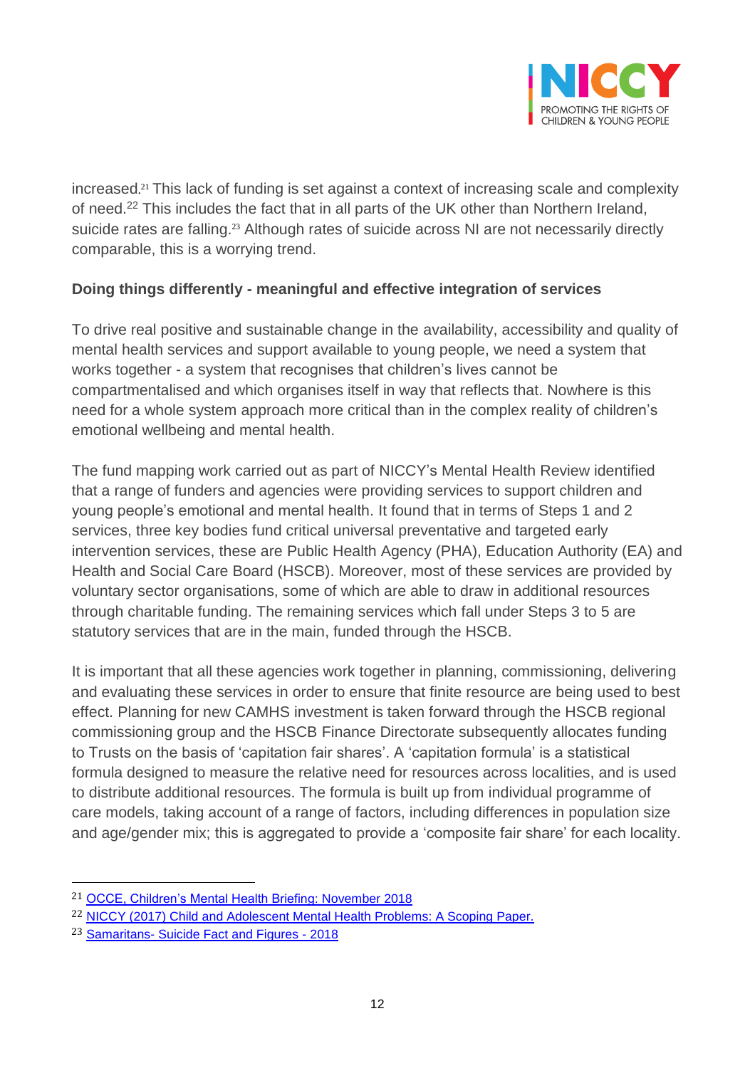increased.[21] This lack of funding is set against a context of increasing scale and complexity of need.[22] This includes the fact that in all parts of the UK other than Northern Ireland, suicide rates are falling.[23] Although rates of suicide across NI are not necessarily directly comparable, this is a worrying trend.

**Doing things differently - meaningful and effective integration of services**

To drive real positive and sustainable change in the availability, accessibility and quality of mental health services and support available to young people, we need a system that works together - a system that recognises that children's lives cannot be compartmentalised and which organises itself in way that reflects that. Nowhere is this need for a whole system approach more critical than in the complex reality of children's emotional wellbeing and mental health.

The fund mapping work carried out as part of NICCY's Mental Health Review identified that a range of funders and agencies were providing services to support children and young people's emotional and mental health. It found that in terms of Steps 1 and 2 services, three key bodies fund critical universal preventative and targeted early intervention services, these are Public Health Agency (PHA), Education Authority (EA) and Health and Social Care Board (HSCB). Moreover, most of these services are provided by voluntary sector organisations, some of which are able to draw in additional resources through charitable funding. The remaining services which fall under Steps 3 to 5 are statutory services that are in the main, funded through the HSCB.

It is important that all these agencies work together in planning, commissioning, delivering and evaluating these services in order to ensure that finite resource are being used to best effect. Planning for new CAMHS investment is taken forward through the HSCB regional commissioning group and the HSCB Finance Directorate subsequently allocates funding to Trusts on the basis of 'capitation fair shares'. A 'capitation formula' is a statistical formula designed to measure the relative need for resources across localities, and is used to distribute additional resources. The formula is built up from individual programme of care models, taking account of a range of factors, including differences in population size and age/gender mix; this is aggregated to provide a 'composite fair share' for each locality.

---

[21] OCCE, Children's Mental Health Briefing: November 2018

[22] NICCY (2017) Child and Adolescent Mental Health Problems: A Scoping Paper.

[23] Samaritans- Suicide Fact and Figures - 2018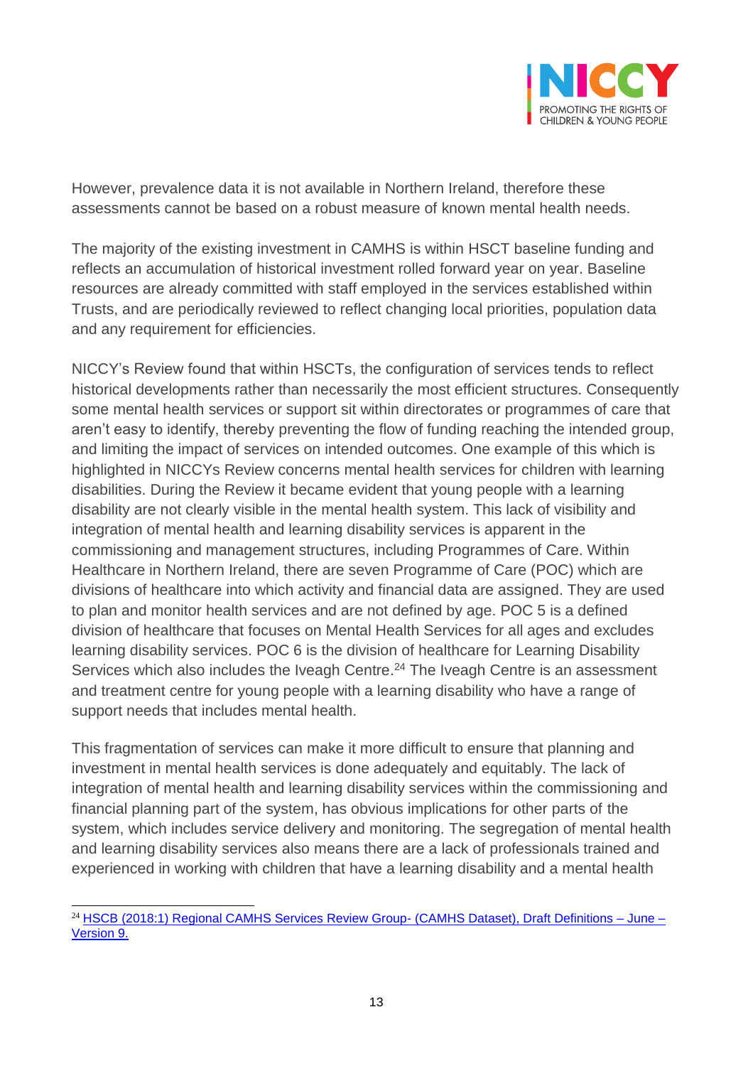However, prevalence data it is not available in Northern Ireland, therefore these assessments cannot be based on a robust measure of known mental health needs.

The majority of the existing investment in CAMHS is within HSCT baseline funding and reflects an accumulation of historical investment rolled forward year on year. Baseline resources are already committed with staff employed in the services established within Trusts, and are periodically reviewed to reflect changing local priorities, population data and any requirement for efficiencies.

NICCY's Review found that within HSCTs, the configuration of services tends to reflect historical developments rather than necessarily the most efficient structures. Consequently some mental health services or support sit within directorates or programmes of care that aren't easy to identify, thereby preventing the flow of funding reaching the intended group, and limiting the impact of services on intended outcomes. One example of this which is highlighted in NICCYs Review concerns mental health services for children with learning disabilities. During the Review it became evident that young people with a learning disability are not clearly visible in the mental health system. This lack of visibility and integration of mental health and learning disability services is apparent in the commissioning and management structures, including Programmes of Care. Within Healthcare in Northern Ireland, there are seven Programme of Care (POC) which are divisions of healthcare into which activity and financial data are assigned. They are used to plan and monitor health services and are not defined by age. POC 5 is a defined division of healthcare that focuses on Mental Health Services for all ages and excludes learning disability services. POC 6 is the division of healthcare for Learning Disability Services which also includes the Iveagh Centre.[24] The Iveagh Centre is an assessment and treatment centre for young people with a learning disability who have a range of support needs that includes mental health.

This fragmentation of services can make it more difficult to ensure that planning and investment in mental health services is done adequately and equitably. The lack of integration of mental health and learning disability services within the commissioning and financial planning part of the system, has obvious implications for other parts of the system, which includes service delivery and monitoring. The segregation of mental health and learning disability services also means there are a lack of professionals trained and experienced in working with children that have a learning disability and a mental health

---

[24] HSCB (2018:1) Regional CAMHS Services Review Group- (CAMHS Dataset), Draft Definitions – June – Version 9.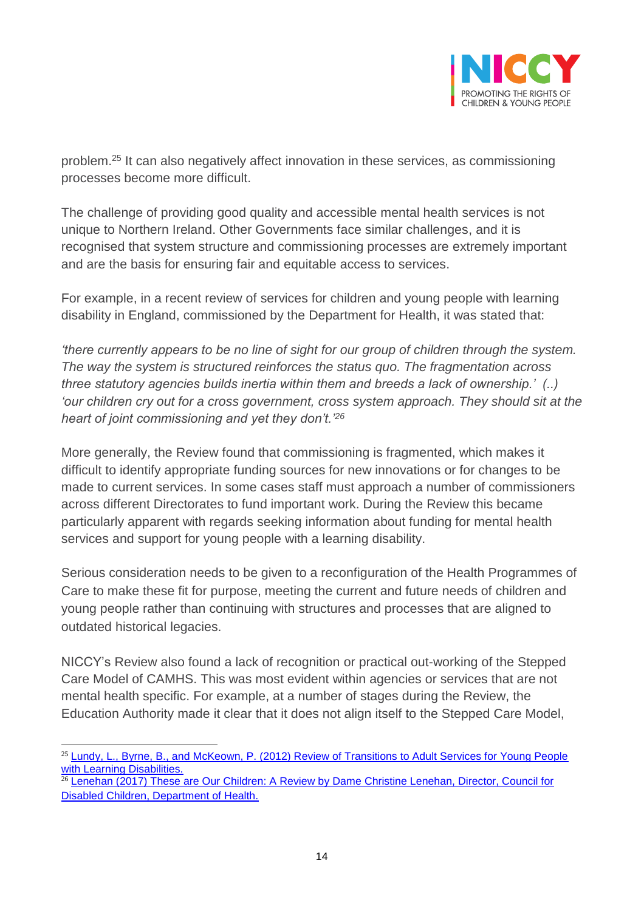problem.[25] It can also negatively affect innovation in these services, as commissioning processes become more difficult.

The challenge of providing good quality and accessible mental health services is not unique to Northern Ireland. Other Governments face similar challenges, and it is recognised that system structure and commissioning processes are extremely important and are the basis for ensuring fair and equitable access to services.

For example, in a recent review of services for children and young people with learning disability in England, commissioned by the Department for Health, it was stated that:

*'there currently appears to be no line of sight for our group of children through the system. The way the system is structured reinforces the status quo. The fragmentation across three statutory agencies builds inertia within them and breeds a lack of ownership.' (..) 'our children cry out for a cross government, cross system approach. They should sit at the heart of joint commissioning and yet they don't.'*[26]

More generally, the Review found that commissioning is fragmented, which makes it difficult to identify appropriate funding sources for new innovations or for changes to be made to current services. In some cases staff must approach a number of commissioners across different Directorates to fund important work. During the Review this became particularly apparent with regards seeking information about funding for mental health services and support for young people with a learning disability.

Serious consideration needs to be given to a reconfiguration of the Health Programmes of Care to make these fit for purpose, meeting the current and future needs of children and young people rather than continuing with structures and processes that are aligned to outdated historical legacies.

NICCY's Review also found a lack of recognition or practical out-working of the Stepped Care Model of CAMHS. This was most evident within agencies or services that are not mental health specific. For example, at a number of stages during the Review, the Education Authority made it clear that it does not align itself to the Stepped Care Model,

---

[25] Lundy, L., Byrne, B., and McKeown, P. (2012) Review of Transitions to Adult Services for Young People with Learning Disabilities.

[26] Lenehan (2017) These are Our Children: A Review by Dame Christine Lenehan, Director, Council for Disabled Children, Department of Health.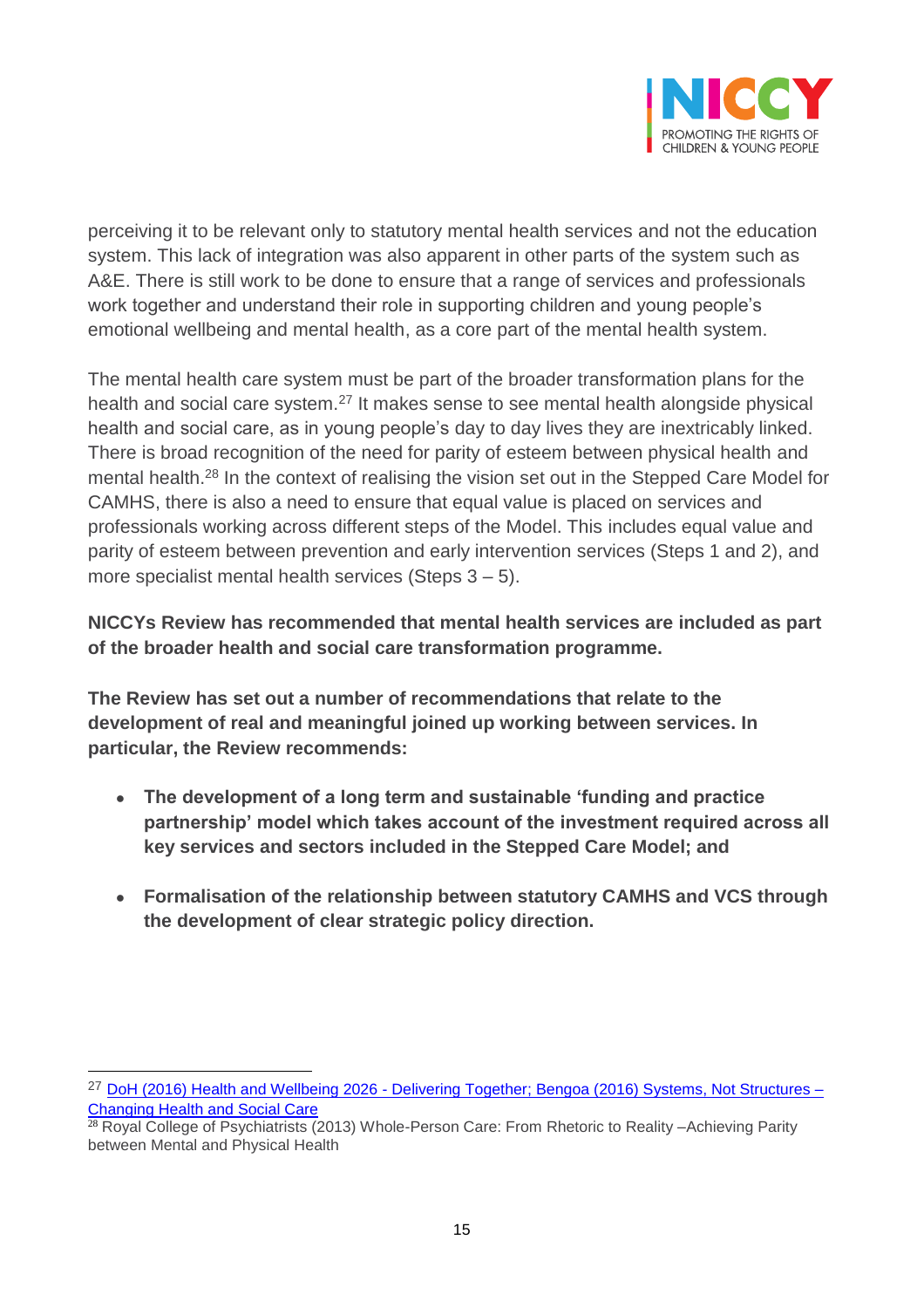perceiving it to be relevant only to statutory mental health services and not the education system. This lack of integration was also apparent in other parts of the system such as A&E. There is still work to be done to ensure that a range of services and professionals work together and understand their role in supporting children and young people's emotional wellbeing and mental health, as a core part of the mental health system.

The mental health care system must be part of the broader transformation plans for the health and social care system.[27] It makes sense to see mental health alongside physical health and social care, as in young people's day to day lives they are inextricably linked. There is broad recognition of the need for parity of esteem between physical health and mental health.[28] In the context of realising the vision set out in the Stepped Care Model for CAMHS, there is also a need to ensure that equal value is placed on services and professionals working across different steps of the Model. This includes equal value and parity of esteem between prevention and early intervention services (Steps 1 and 2), and more specialist mental health services (Steps 3 – 5).

**NICCYs Review has recommended that mental health services are included as part of the broader health and social care transformation programme.**

**The Review has set out a number of recommendations that relate to the development of real and meaningful joined up working between services. In particular, the Review recommends:**

- **The development of a long term and sustainable 'funding and practice partnership' model which takes account of the investment required across all key services and sectors included in the Stepped Care Model; and**
- **Formalisation of the relationship between statutory CAMHS and VCS through the development of clear strategic policy direction.**

---

[27] DoH (2016) Health and Wellbeing 2026 - Delivering Together; Bengoa (2016) Systems, Not Structures – Changing Health and Social Care

[28] Royal College of Psychiatrists (2013) Whole-Person Care: From Rhetoric to Reality –Achieving Parity between Mental and Physical Health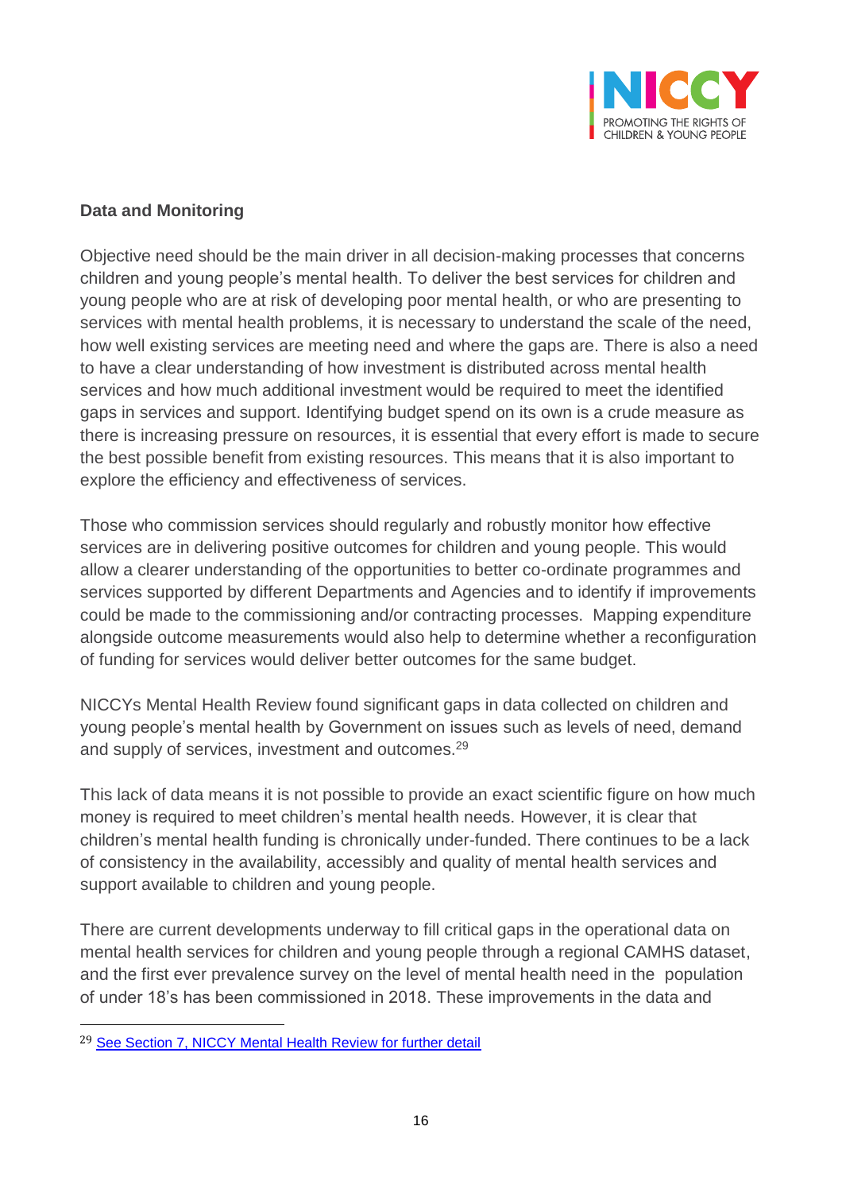**Data and Monitoring**

Objective need should be the main driver in all decision-making processes that concerns children and young people's mental health. To deliver the best services for children and young people who are at risk of developing poor mental health, or who are presenting to services with mental health problems, it is necessary to understand the scale of the need, how well existing services are meeting need and where the gaps are. There is also a need to have a clear understanding of how investment is distributed across mental health services and how much additional investment would be required to meet the identified gaps in services and support. Identifying budget spend on its own is a crude measure as there is increasing pressure on resources, it is essential that every effort is made to secure the best possible benefit from existing resources. This means that it is also important to explore the efficiency and effectiveness of services.

Those who commission services should regularly and robustly monitor how effective services are in delivering positive outcomes for children and young people. This would allow a clearer understanding of the opportunities to better co-ordinate programmes and services supported by different Departments and Agencies and to identify if improvements could be made to the commissioning and/or contracting processes. Mapping expenditure alongside outcome measurements would also help to determine whether a reconfiguration of funding for services would deliver better outcomes for the same budget.

NICCYs Mental Health Review found significant gaps in data collected on children and young people's mental health by Government on issues such as levels of need, demand and supply of services, investment and outcomes.[29]

This lack of data means it is not possible to provide an exact scientific figure on how much money is required to meet children's mental health needs. However, it is clear that children's mental health funding is chronically under-funded. There continues to be a lack of consistency in the availability, accessibly and quality of mental health services and support available to children and young people.

There are current developments underway to fill critical gaps in the operational data on mental health services for children and young people through a regional CAMHS dataset, and the first ever prevalence survey on the level of mental health need in the population of under 18's has been commissioned in 2018. These improvements in the data and

[29] See Section 7, NICCY Mental Health Review for further detail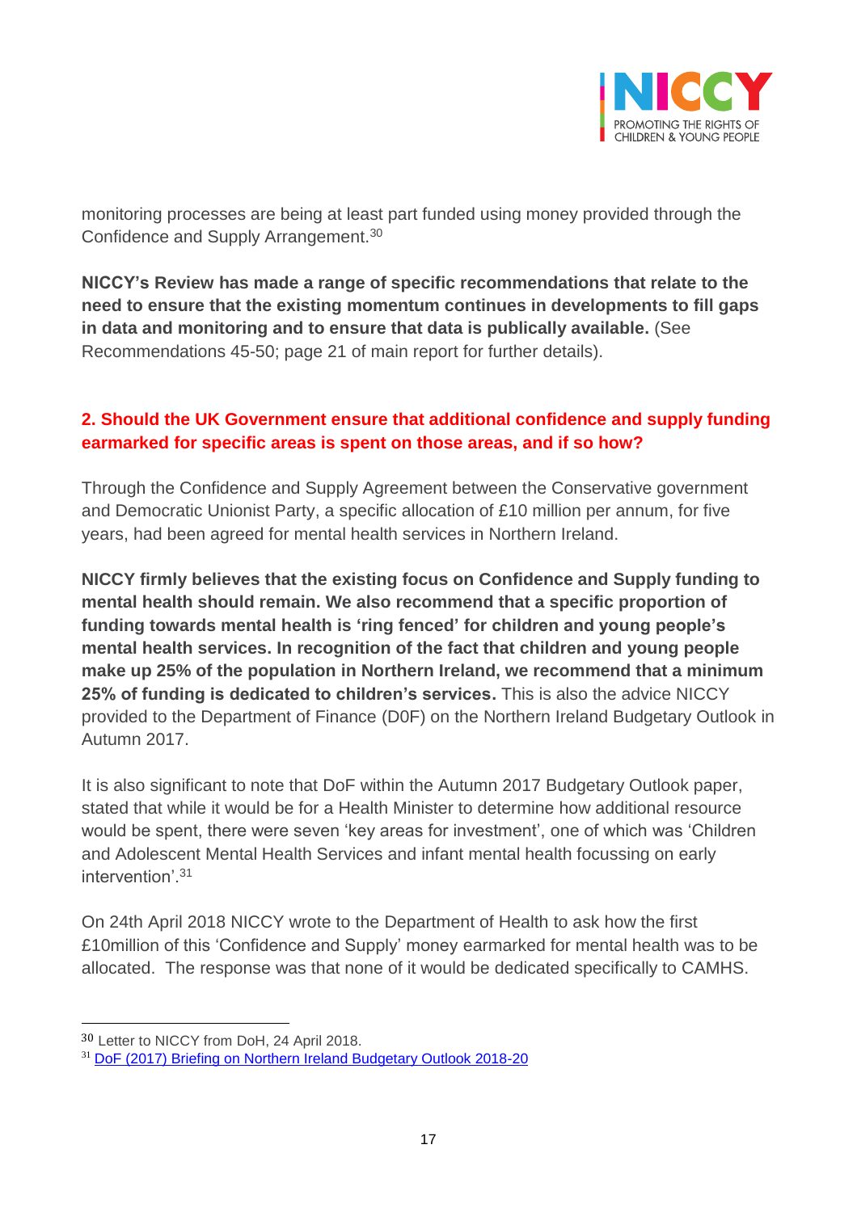monitoring processes are being at least part funded using money provided through the Confidence and Supply Arrangement.[30]

**NICCY's Review has made a range of specific recommendations that relate to the need to ensure that the existing momentum continues in developments to fill gaps in data and monitoring and to ensure that data is publically available.** (See Recommendations 45-50; page 21 of main report for further details).

### 2. Should the UK Government ensure that additional confidence and supply funding earmarked for specific areas is spent on those areas, and if so how?

Through the Confidence and Supply Agreement between the Conservative government and Democratic Unionist Party, a specific allocation of £10 million per annum, for five years, had been agreed for mental health services in Northern Ireland.

**NICCY firmly believes that the existing focus on Confidence and Supply funding to mental health should remain. We also recommend that a specific proportion of funding towards mental health is 'ring fenced' for children and young people's mental health services. In recognition of the fact that children and young people make up 25% of the population in Northern Ireland, we recommend that a minimum 25% of funding is dedicated to children's services.** This is also the advice NICCY provided to the Department of Finance (D0F) on the Northern Ireland Budgetary Outlook in Autumn 2017.

It is also significant to note that DoF within the Autumn 2017 Budgetary Outlook paper, stated that while it would be for a Health Minister to determine how additional resource would be spent, there were seven 'key areas for investment', one of which was 'Children and Adolescent Mental Health Services and infant mental health focussing on early intervention'.[31]

On 24th April 2018 NICCY wrote to the Department of Health to ask how the first £10million of this 'Confidence and Supply' money earmarked for mental health was to be allocated. The response was that none of it would be dedicated specifically to CAMHS.

---

[30] Letter to NICCY from DoH, 24 April 2018.

[31] DoF (2017) Briefing on Northern Ireland Budgetary Outlook 2018-20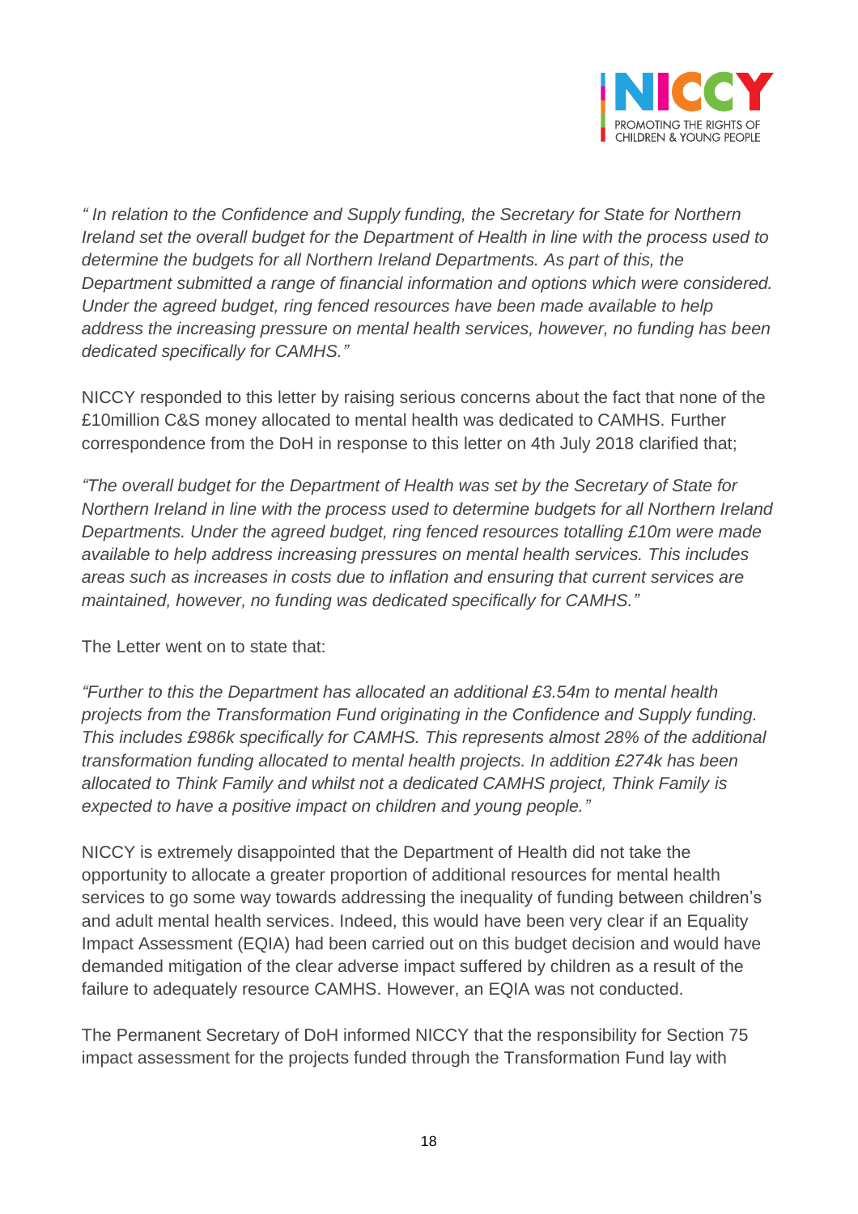*" In relation to the Confidence and Supply funding, the Secretary for State for Northern Ireland set the overall budget for the Department of Health in line with the process used to determine the budgets for all Northern Ireland Departments. As part of this, the Department submitted a range of financial information and options which were considered. Under the agreed budget, ring fenced resources have been made available to help address the increasing pressure on mental health services, however, no funding has been dedicated specifically for CAMHS."*

NICCY responded to this letter by raising serious concerns about the fact that none of the £10million C&S money allocated to mental health was dedicated to CAMHS. Further correspondence from the DoH in response to this letter on 4th July 2018 clarified that;

*"The overall budget for the Department of Health was set by the Secretary of State for Northern Ireland in line with the process used to determine budgets for all Northern Ireland Departments. Under the agreed budget, ring fenced resources totalling £10m were made available to help address increasing pressures on mental health services. This includes areas such as increases in costs due to inflation and ensuring that current services are maintained, however, no funding was dedicated specifically for CAMHS."*

The Letter went on to state that:

*"Further to this the Department has allocated an additional £3.54m to mental health projects from the Transformation Fund originating in the Confidence and Supply funding. This includes £986k specifically for CAMHS. This represents almost 28% of the additional transformation funding allocated to mental health projects. In addition £274k has been allocated to Think Family and whilst not a dedicated CAMHS project, Think Family is expected to have a positive impact on children and young people."*

NICCY is extremely disappointed that the Department of Health did not take the opportunity to allocate a greater proportion of additional resources for mental health services to go some way towards addressing the inequality of funding between children's and adult mental health services. Indeed, this would have been very clear if an Equality Impact Assessment (EQIA) had been carried out on this budget decision and would have demanded mitigation of the clear adverse impact suffered by children as a result of the failure to adequately resource CAMHS. However, an EQIA was not conducted.

The Permanent Secretary of DoH informed NICCY that the responsibility for Section 75 impact assessment for the projects funded through the Transformation Fund lay with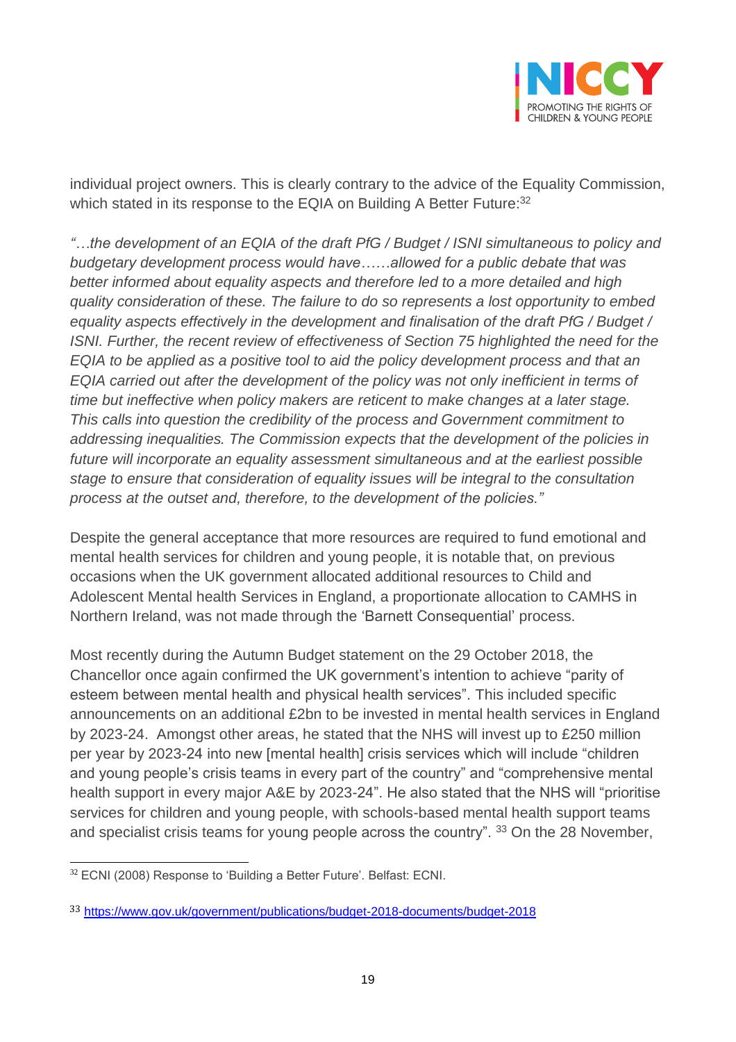individual project owners. This is clearly contrary to the advice of the Equality Commission, which stated in its response to the EQIA on Building A Better Future:[32]

*"…the development of an EQIA of the draft PfG / Budget / ISNI simultaneous to policy and budgetary development process would have……allowed for a public debate that was better informed about equality aspects and therefore led to a more detailed and high quality consideration of these. The failure to do so represents a lost opportunity to embed equality aspects effectively in the development and finalisation of the draft PfG / Budget / ISNI. Further, the recent review of effectiveness of Section 75 highlighted the need for the EQIA to be applied as a positive tool to aid the policy development process and that an EQIA carried out after the development of the policy was not only inefficient in terms of time but ineffective when policy makers are reticent to make changes at a later stage. This calls into question the credibility of the process and Government commitment to addressing inequalities. The Commission expects that the development of the policies in future will incorporate an equality assessment simultaneous and at the earliest possible stage to ensure that consideration of equality issues will be integral to the consultation process at the outset and, therefore, to the development of the policies."*

Despite the general acceptance that more resources are required to fund emotional and mental health services for children and young people, it is notable that, on previous occasions when the UK government allocated additional resources to Child and Adolescent Mental health Services in England, a proportionate allocation to CAMHS in Northern Ireland, was not made through the 'Barnett Consequential' process.

Most recently during the Autumn Budget statement on the 29 October 2018, the Chancellor once again confirmed the UK government's intention to achieve "parity of esteem between mental health and physical health services". This included specific announcements on an additional £2bn to be invested in mental health services in England by 2023-24. Amongst other areas, he stated that the NHS will invest up to £250 million per year by 2023-24 into new [mental health] crisis services which will include "children and young people's crisis teams in every part of the country" and "comprehensive mental health support in every major A&E by 2023-24". He also stated that the NHS will "prioritise services for children and young people, with schools-based mental health support teams and specialist crisis teams for young people across the country". [33] On the 28 November,

[32] ECNI (2008) Response to 'Building a Better Future'. Belfast: ECNI.

[33] https://www.gov.uk/government/publications/budget-2018-documents/budget-2018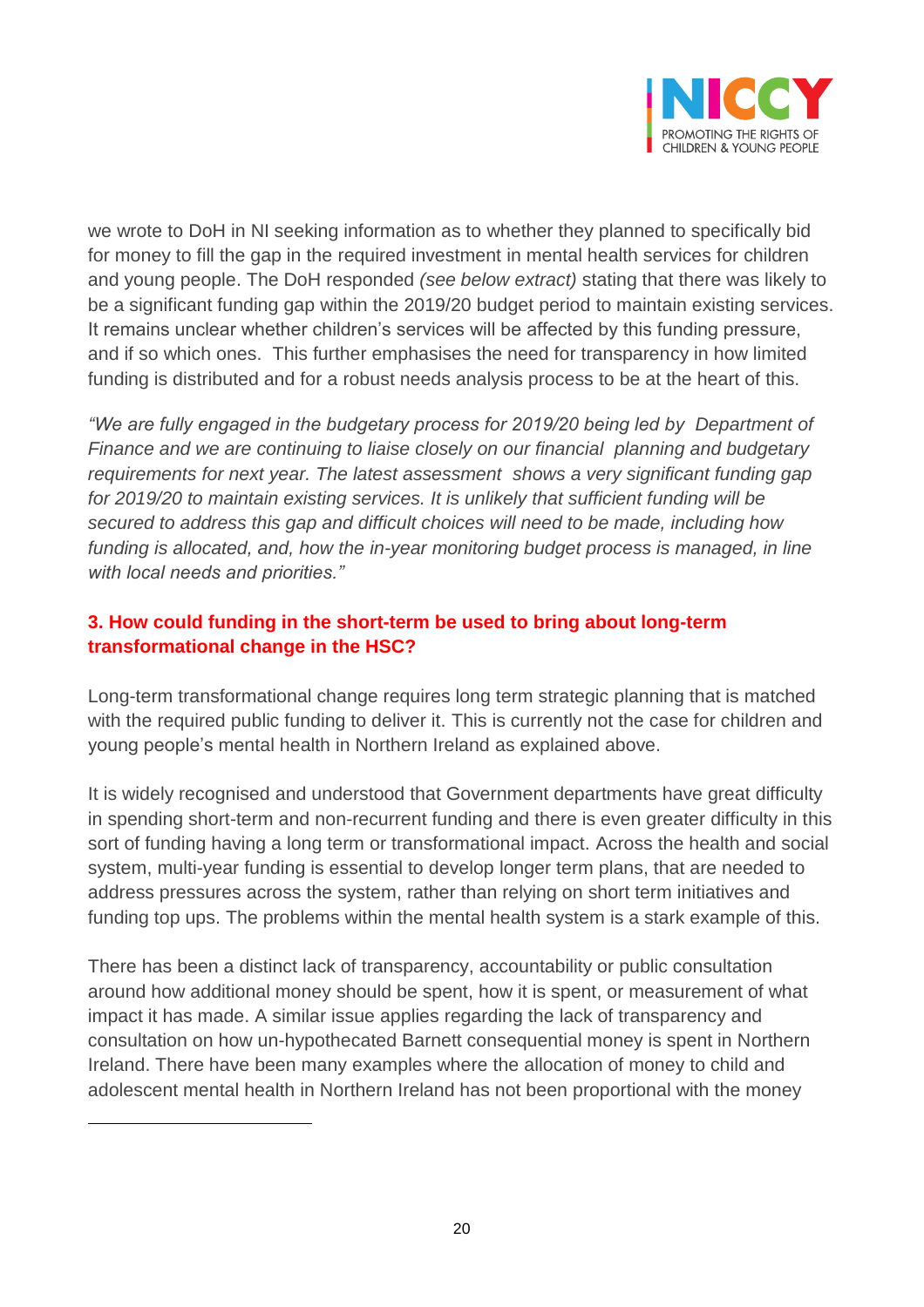we wrote to DoH in NI seeking information as to whether they planned to specifically bid for money to fill the gap in the required investment in mental health services for children and young people. The DoH responded *(see below extract)* stating that there was likely to be a significant funding gap within the 2019/20 budget period to maintain existing services. It remains unclear whether children's services will be affected by this funding pressure, and if so which ones. This further emphasises the need for transparency in how limited funding is distributed and for a robust needs analysis process to be at the heart of this.

*"We are fully engaged in the budgetary process for 2019/20 being led by Department of Finance and we are continuing to liaise closely on our financial planning and budgetary requirements for next year. The latest assessment shows a very significant funding gap for 2019/20 to maintain existing services. It is unlikely that sufficient funding will be secured to address this gap and difficult choices will need to be made, including how funding is allocated, and, how the in-year monitoring budget process is managed, in line with local needs and priorities."*

### 3. How could funding in the short-term be used to bring about long-term transformational change in the HSC?

Long-term transformational change requires long term strategic planning that is matched with the required public funding to deliver it. This is currently not the case for children and young people's mental health in Northern Ireland as explained above.

It is widely recognised and understood that Government departments have great difficulty in spending short-term and non-recurrent funding and there is even greater difficulty in this sort of funding having a long term or transformational impact. Across the health and social system, multi-year funding is essential to develop longer term plans, that are needed to address pressures across the system, rather than relying on short term initiatives and funding top ups. The problems within the mental health system is a stark example of this.

There has been a distinct lack of transparency, accountability or public consultation around how additional money should be spent, how it is spent, or measurement of what impact it has made. A similar issue applies regarding the lack of transparency and consultation on how un-hypothecated Barnett consequential money is spent in Northern Ireland. There have been many examples where the allocation of money to child and adolescent mental health in Northern Ireland has not been proportional with the money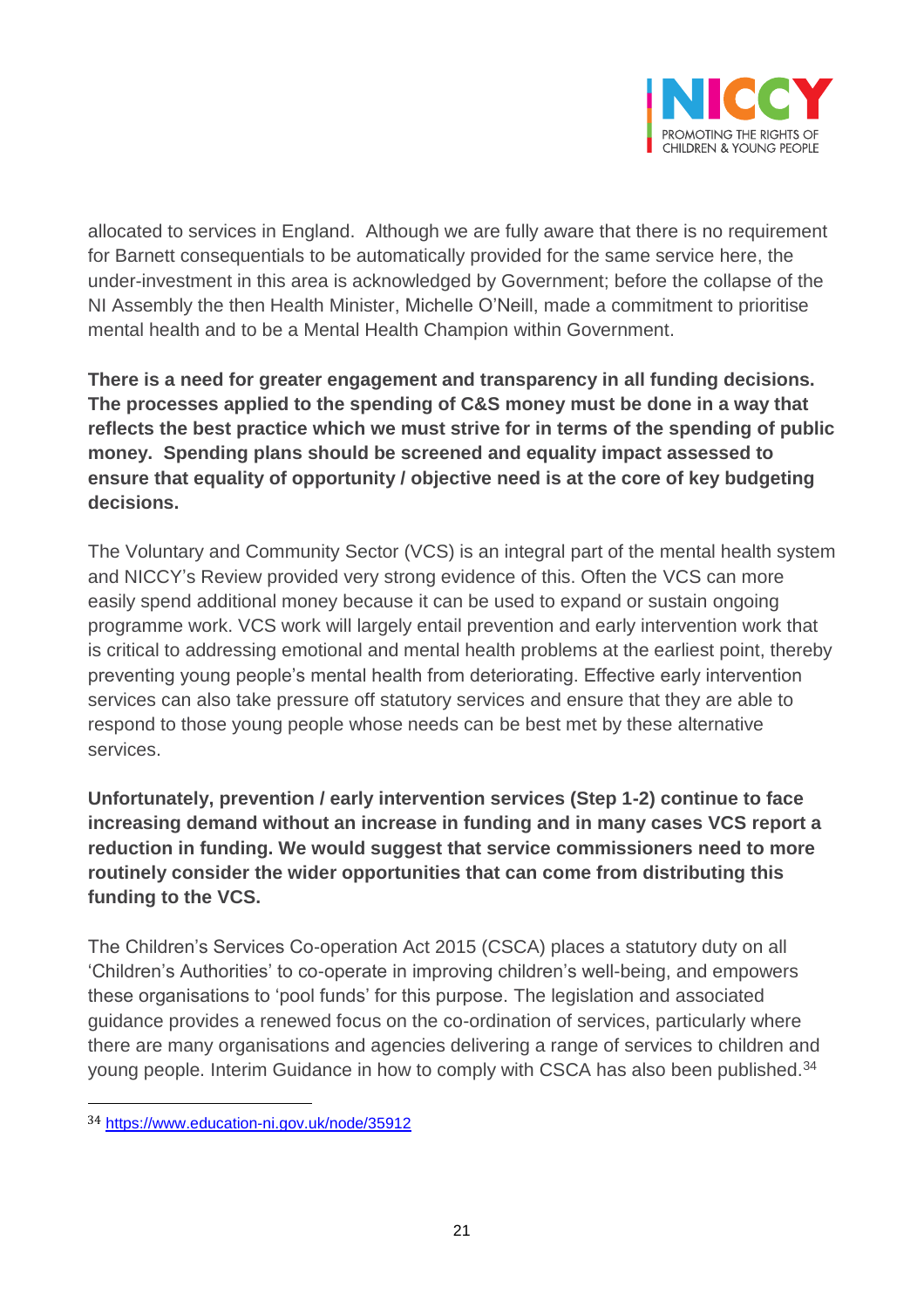allocated to services in England. Although we are fully aware that there is no requirement for Barnett consequentials to be automatically provided for the same service here, the under-investment in this area is acknowledged by Government; before the collapse of the NI Assembly the then Health Minister, Michelle O'Neill, made a commitment to prioritise mental health and to be a Mental Health Champion within Government.

**There is a need for greater engagement and transparency in all funding decisions. The processes applied to the spending of C&S money must be done in a way that reflects the best practice which we must strive for in terms of the spending of public money. Spending plans should be screened and equality impact assessed to ensure that equality of opportunity / objective need is at the core of key budgeting decisions.**

The Voluntary and Community Sector (VCS) is an integral part of the mental health system and NICCY's Review provided very strong evidence of this. Often the VCS can more easily spend additional money because it can be used to expand or sustain ongoing programme work. VCS work will largely entail prevention and early intervention work that is critical to addressing emotional and mental health problems at the earliest point, thereby preventing young people's mental health from deteriorating. Effective early intervention services can also take pressure off statutory services and ensure that they are able to respond to those young people whose needs can be best met by these alternative services.

**Unfortunately, prevention / early intervention services (Step 1-2) continue to face increasing demand without an increase in funding and in many cases VCS report a reduction in funding. We would suggest that service commissioners need to more routinely consider the wider opportunities that can come from distributing this funding to the VCS.**

The Children's Services Co-operation Act 2015 (CSCA) places a statutory duty on all 'Children's Authorities' to co-operate in improving children's well-being, and empowers these organisations to 'pool funds' for this purpose. The legislation and associated guidance provides a renewed focus on the co-ordination of services, particularly where there are many organisations and agencies delivering a range of services to children and young people. Interim Guidance in how to comply with CSCA has also been published.[34]

[34] https://www.education-ni.gov.uk/node/35912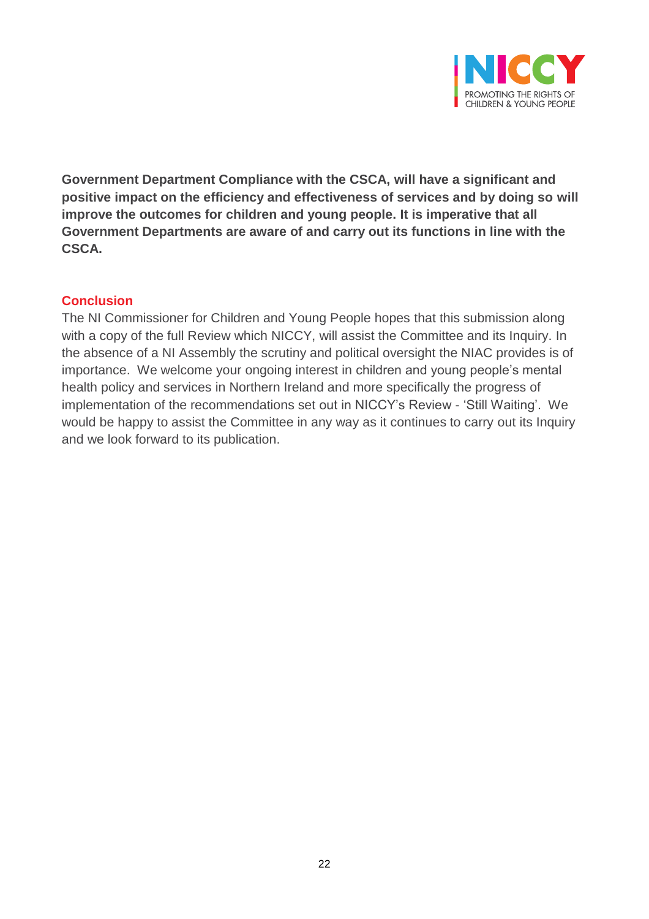**Government Department Compliance with the CSCA, will have a significant and positive impact on the efficiency and effectiveness of services and by doing so will improve the outcomes for children and young people. It is imperative that all Government Departments are aware of and carry out its functions in line with the CSCA.**

## Conclusion

The NI Commissioner for Children and Young People hopes that this submission along with a copy of the full Review which NICCY, will assist the Committee and its Inquiry. In the absence of a NI Assembly the scrutiny and political oversight the NIAC provides is of importance. We welcome your ongoing interest in children and young people's mental health policy and services in Northern Ireland and more specifically the progress of implementation of the recommendations set out in NICCY's Review - 'Still Waiting'. We would be happy to assist the Committee in any way as it continues to carry out its Inquiry and we look forward to its publication.